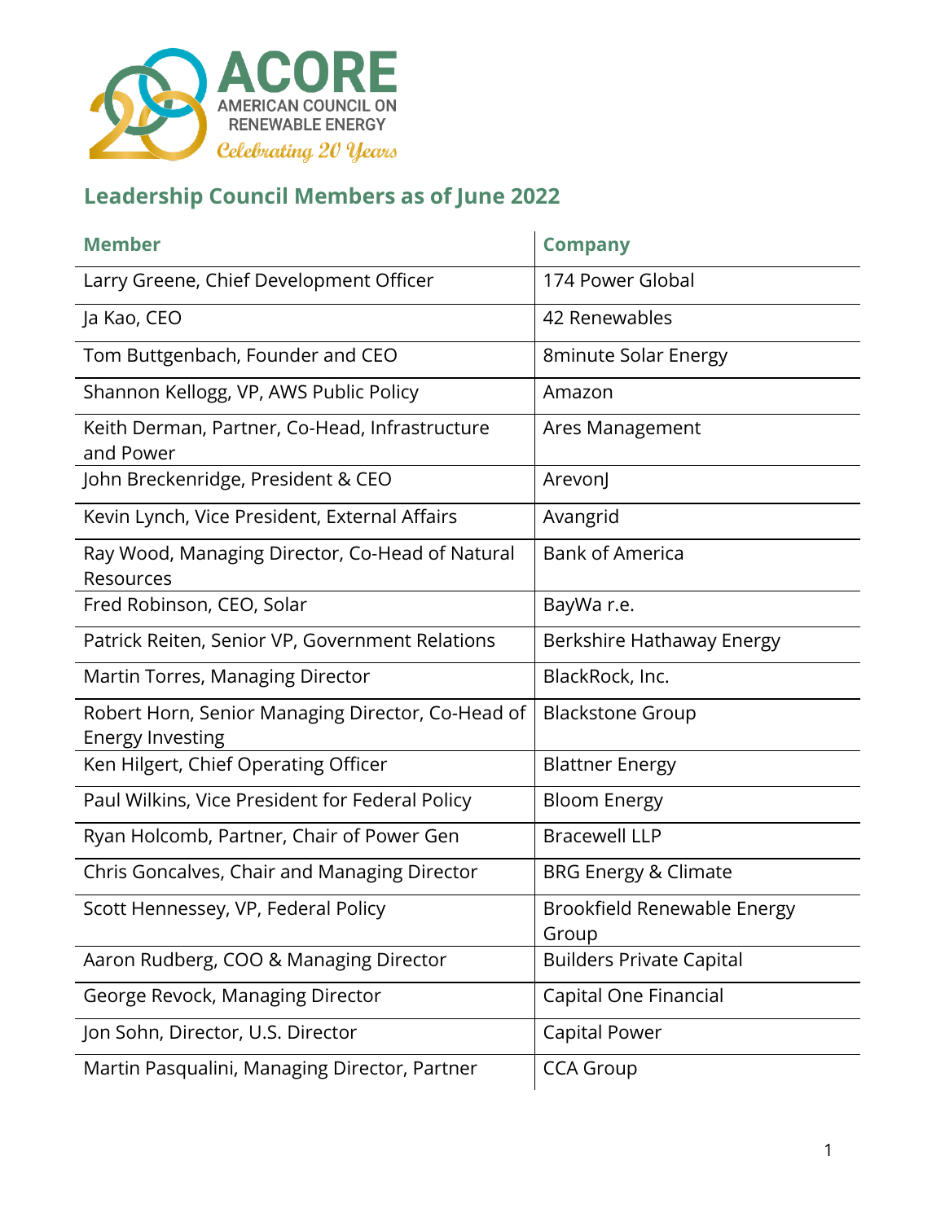ACORE
AMERICAN COUNCIL ON RENEWABLE ENERGY
*Celebrating 20 Years*

## Leadership Council Members as of June 2022

| Member | Company |
|---|---|
| Larry Greene, Chief Development Officer | 174 Power Global |
| Ja Kao, CEO | 42 Renewables |
| Tom Buttgenbach, Founder and CEO | 8minute Solar Energy |
| Shannon Kellogg, VP, AWS Public Policy | Amazon |
| Keith Derman, Partner, Co-Head, Infrastructure and Power | Ares Management |
| John Breckenridge, President & CEO | ArevonJ |
| Kevin Lynch, Vice President, External Affairs | Avangrid |
| Ray Wood, Managing Director, Co-Head of Natural Resources | Bank of America |
| Fred Robinson, CEO, Solar | BayWa r.e. |
| Patrick Reiten, Senior VP, Government Relations | Berkshire Hathaway Energy |
| Martin Torres, Managing Director | BlackRock, Inc. |
| Robert Horn, Senior Managing Director, Co-Head of Energy Investing | Blackstone Group |
| Ken Hilgert, Chief Operating Officer | Blattner Energy |
| Paul Wilkins, Vice President for Federal Policy | Bloom Energy |
| Ryan Holcomb, Partner, Chair of Power Gen | Bracewell LLP |
| Chris Goncalves, Chair and Managing Director | BRG Energy & Climate |
| Scott Hennessey, VP, Federal Policy | Brookfield Renewable Energy Group |
| Aaron Rudberg, COO & Managing Director | Builders Private Capital |
| George Revock, Managing Director | Capital One Financial |
| Jon Sohn, Director, U.S. Director | Capital Power |
| Martin Pasqualini, Managing Director, Partner | CCA Group |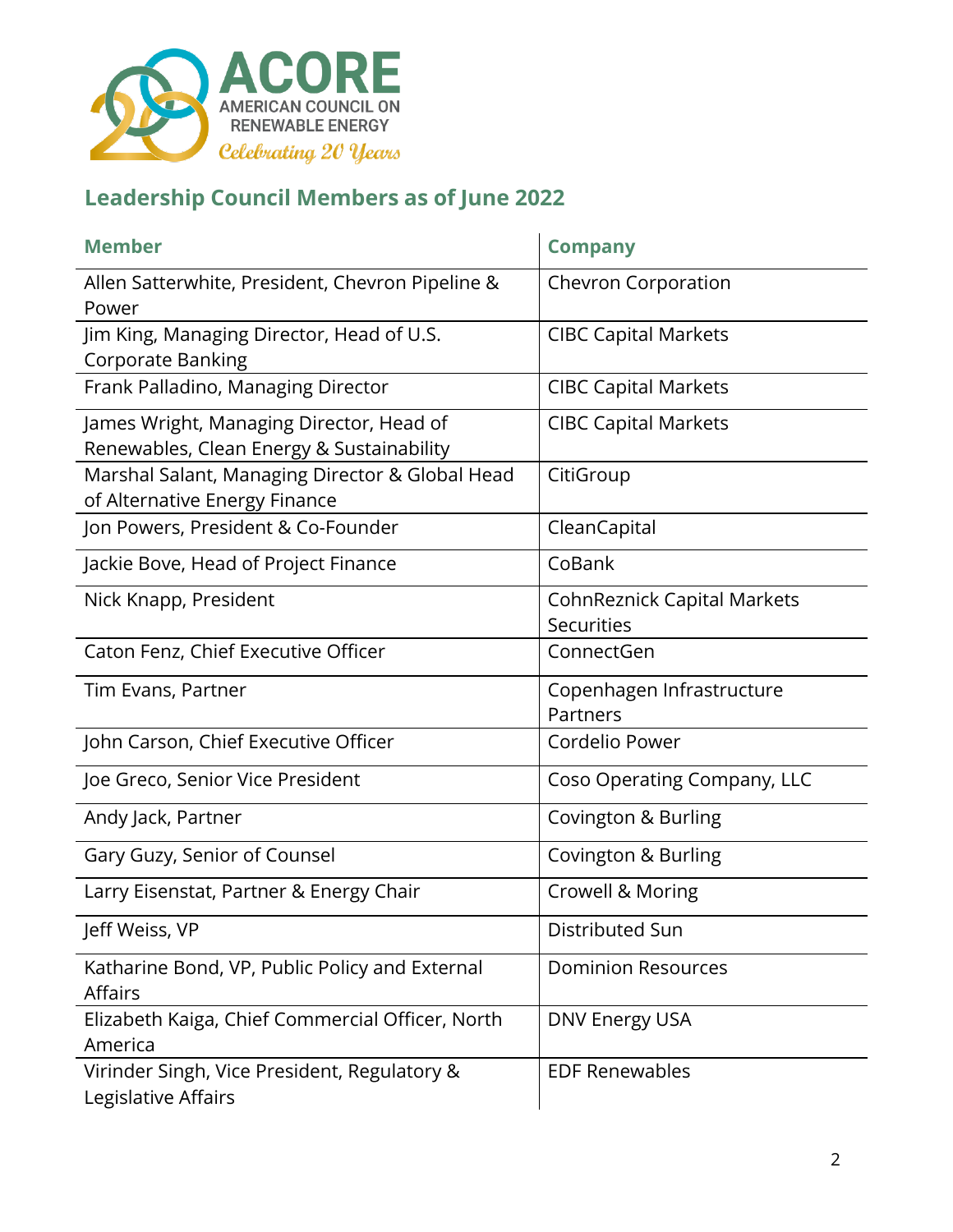ACORE

AMERICAN COUNCIL ON RENEWABLE ENERGY

*Celebrating 20 Years*

## Leadership Council Members as of June 2022

| Member | Company |
|---|---|
| Allen Satterwhite, President, Chevron Pipeline & Power | Chevron Corporation |
| Jim King, Managing Director, Head of U.S. Corporate Banking | CIBC Capital Markets |
| Frank Palladino, Managing Director | CIBC Capital Markets |
| James Wright, Managing Director, Head of Renewables, Clean Energy & Sustainability | CIBC Capital Markets |
| Marshal Salant, Managing Director & Global Head of Alternative Energy Finance | CitiGroup |
| Jon Powers, President & Co-Founder | CleanCapital |
| Jackie Bove, Head of Project Finance | CoBank |
| Nick Knapp, President | CohnReznick Capital Markets Securities |
| Caton Fenz, Chief Executive Officer | ConnectGen |
| Tim Evans, Partner | Copenhagen Infrastructure Partners |
| John Carson, Chief Executive Officer | Cordelio Power |
| Joe Greco, Senior Vice President | Coso Operating Company, LLC |
| Andy Jack, Partner | Covington & Burling |
| Gary Guzy, Senior of Counsel | Covington & Burling |
| Larry Eisenstat, Partner & Energy Chair | Crowell & Moring |
| Jeff Weiss, VP | Distributed Sun |
| Katharine Bond, VP, Public Policy and External Affairs | Dominion Resources |
| Elizabeth Kaiga, Chief Commercial Officer, North America | DNV Energy USA |
| Virinder Singh, Vice President, Regulatory & Legislative Affairs | EDF Renewables |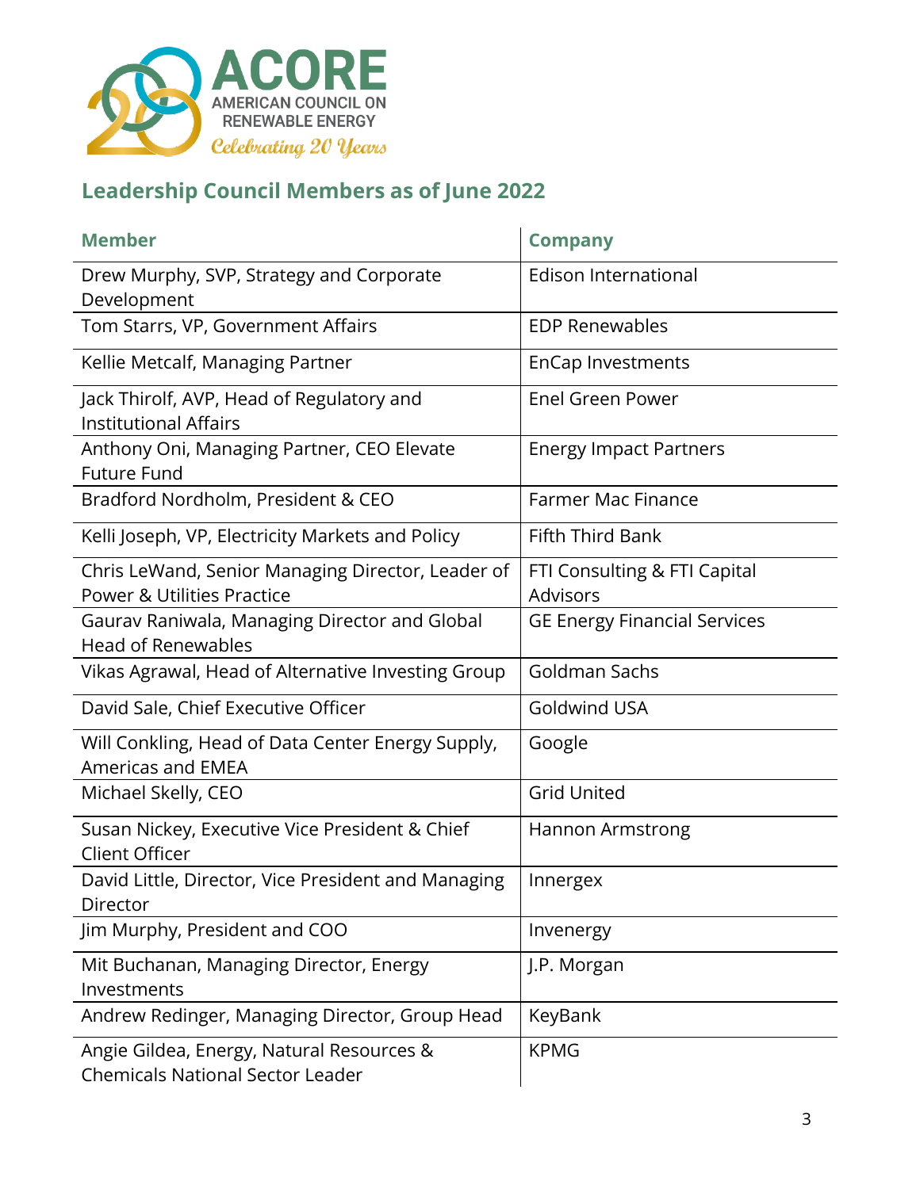## Leadership Council Members as of June 2022

| Member | Company |
|---|---|
| Drew Murphy, SVP, Strategy and Corporate Development | Edison International |
| Tom Starrs, VP, Government Affairs | EDP Renewables |
| Kellie Metcalf, Managing Partner | EnCap Investments |
| Jack Thirolf, AVP, Head of Regulatory and Institutional Affairs | Enel Green Power |
| Anthony Oni, Managing Partner, CEO Elevate Future Fund | Energy Impact Partners |
| Bradford Nordholm, President & CEO | Farmer Mac Finance |
| Kelli Joseph, VP, Electricity Markets and Policy | Fifth Third Bank |
| Chris LeWand, Senior Managing Director, Leader of Power & Utilities Practice | FTI Consulting & FTI Capital Advisors |
| Gaurav Raniwala, Managing Director and Global Head of Renewables | GE Energy Financial Services |
| Vikas Agrawal, Head of Alternative Investing Group | Goldman Sachs |
| David Sale, Chief Executive Officer | Goldwind USA |
| Will Conkling, Head of Data Center Energy Supply, Americas and EMEA | Google |
| Michael Skelly, CEO | Grid United |
| Susan Nickey, Executive Vice President & Chief Client Officer | Hannon Armstrong |
| David Little, Director, Vice President and Managing Director | Innergex |
| Jim Murphy, President and COO | Invenergy |
| Mit Buchanan, Managing Director, Energy Investments | J.P. Morgan |
| Andrew Redinger, Managing Director, Group Head | KeyBank |
| Angie Gildea, Energy, Natural Resources & Chemicals National Sector Leader | KPMG |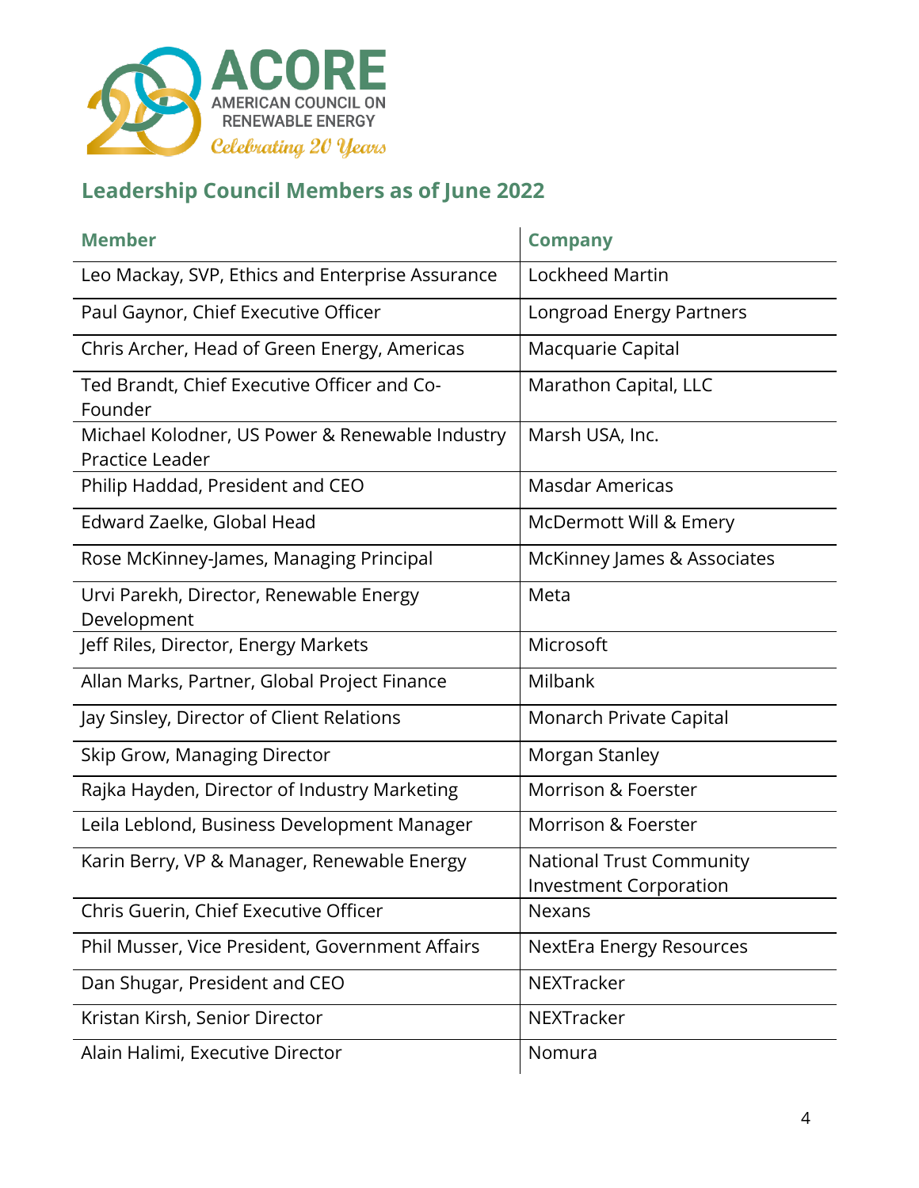## Leadership Council Members as of June 2022

| Member | Company |
|---|---|
| Leo Mackay, SVP, Ethics and Enterprise Assurance | Lockheed Martin |
| Paul Gaynor, Chief Executive Officer | Longroad Energy Partners |
| Chris Archer, Head of Green Energy, Americas | Macquarie Capital |
| Ted Brandt, Chief Executive Officer and Co-Founder | Marathon Capital, LLC |
| Michael Kolodner, US Power & Renewable Industry Practice Leader | Marsh USA, Inc. |
| Philip Haddad, President and CEO | Masdar Americas |
| Edward Zaelke, Global Head | McDermott Will & Emery |
| Rose McKinney-James, Managing Principal | McKinney James & Associates |
| Urvi Parekh, Director, Renewable Energy Development | Meta |
| Jeff Riles, Director, Energy Markets | Microsoft |
| Allan Marks, Partner, Global Project Finance | Milbank |
| Jay Sinsley, Director of Client Relations | Monarch Private Capital |
| Skip Grow, Managing Director | Morgan Stanley |
| Rajka Hayden, Director of Industry Marketing | Morrison & Foerster |
| Leila Leblond, Business Development Manager | Morrison & Foerster |
| Karin Berry, VP & Manager, Renewable Energy | National Trust Community Investment Corporation |
| Chris Guerin, Chief Executive Officer | Nexans |
| Phil Musser, Vice President, Government Affairs | NextEra Energy Resources |
| Dan Shugar, President and CEO | NEXTracker |
| Kristan Kirsh, Senior Director | NEXTracker |
| Alain Halimi, Executive Director | Nomura |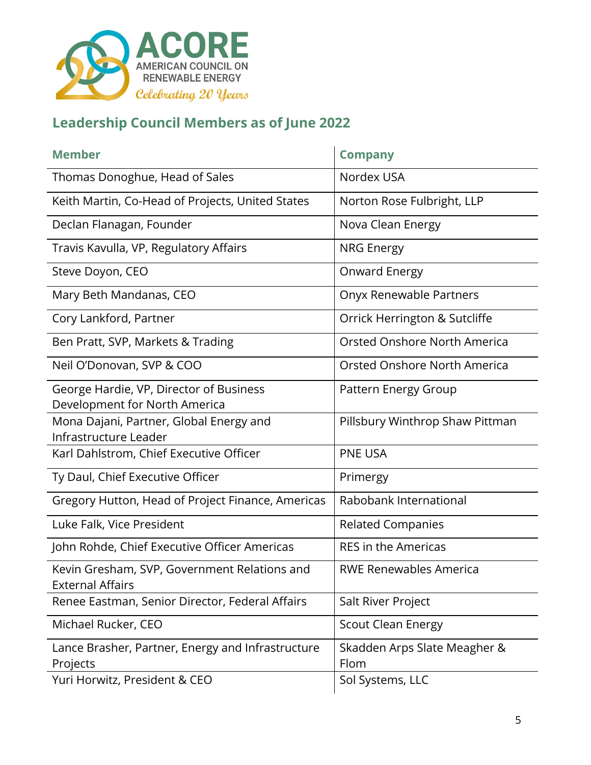ACORE
AMERICAN COUNCIL ON RENEWABLE ENERGY
*Celebrating 20 Years*

## Leadership Council Members as of June 2022

| Member | Company |
|---|---|
| Thomas Donoghue, Head of Sales | Nordex USA |
| Keith Martin, Co-Head of Projects, United States | Norton Rose Fulbright, LLP |
| Declan Flanagan, Founder | Nova Clean Energy |
| Travis Kavulla, VP, Regulatory Affairs | NRG Energy |
| Steve Doyon, CEO | Onward Energy |
| Mary Beth Mandanas, CEO | Onyx Renewable Partners |
| Cory Lankford, Partner | Orrick Herrington & Sutcliffe |
| Ben Pratt, SVP, Markets & Trading | Orsted Onshore North America |
| Neil O'Donovan, SVP & COO | Orsted Onshore North America |
| George Hardie, VP, Director of Business Development for North America | Pattern Energy Group |
| Mona Dajani, Partner, Global Energy and Infrastructure Leader | Pillsbury Winthrop Shaw Pittman |
| Karl Dahlstrom, Chief Executive Officer | PNE USA |
| Ty Daul, Chief Executive Officer | Primergy |
| Gregory Hutton, Head of Project Finance, Americas | Rabobank International |
| Luke Falk, Vice President | Related Companies |
| John Rohde, Chief Executive Officer Americas | RES in the Americas |
| Kevin Gresham, SVP, Government Relations and External Affairs | RWE Renewables America |
| Renee Eastman, Senior Director, Federal Affairs | Salt River Project |
| Michael Rucker, CEO | Scout Clean Energy |
| Lance Brasher, Partner, Energy and Infrastructure Projects | Skadden Arps Slate Meagher & Flom |
| Yuri Horwitz, President & CEO | Sol Systems, LLC |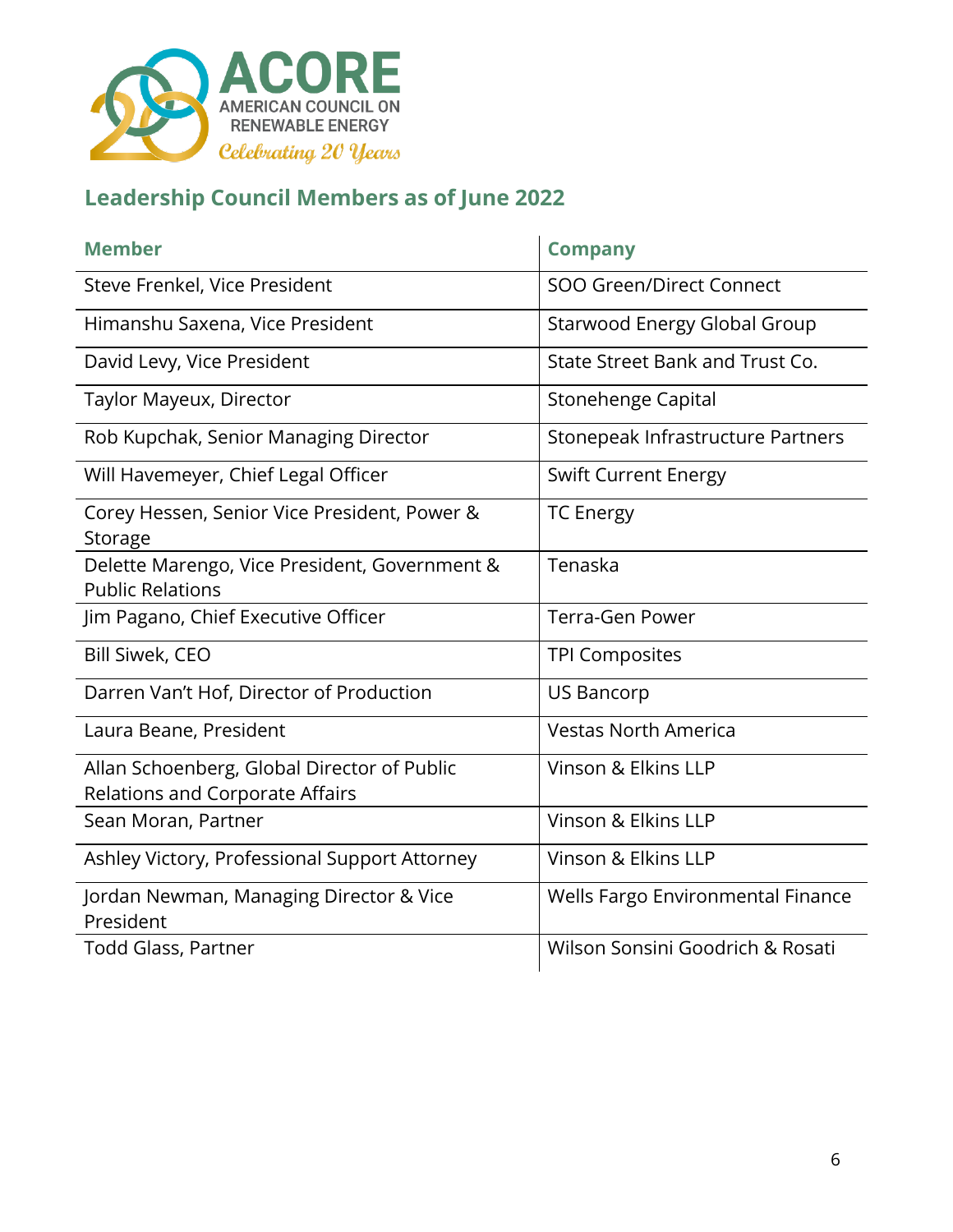ACORE
AMERICAN COUNCIL ON RENEWABLE ENERGY
*Celebrating 20 Years*

## Leadership Council Members as of June 2022

| Member | Company |
|---|---|
| Steve Frenkel, Vice President | SOO Green/Direct Connect |
| Himanshu Saxena, Vice President | Starwood Energy Global Group |
| David Levy, Vice President | State Street Bank and Trust Co. |
| Taylor Mayeux, Director | Stonehenge Capital |
| Rob Kupchak, Senior Managing Director | Stonepeak Infrastructure Partners |
| Will Havemeyer, Chief Legal Officer | Swift Current Energy |
| Corey Hessen, Senior Vice President, Power & Storage | TC Energy |
| Delette Marengo, Vice President, Government & Public Relations | Tenaska |
| Jim Pagano, Chief Executive Officer | Terra-Gen Power |
| Bill Siwek, CEO | TPI Composites |
| Darren Van't Hof, Director of Production | US Bancorp |
| Laura Beane, President | Vestas North America |
| Allan Schoenberg, Global Director of Public Relations and Corporate Affairs | Vinson & Elkins LLP |
| Sean Moran, Partner | Vinson & Elkins LLP |
| Ashley Victory, Professional Support Attorney | Vinson & Elkins LLP |
| Jordan Newman, Managing Director & Vice President | Wells Fargo Environmental Finance |
| Todd Glass, Partner | Wilson Sonsini Goodrich & Rosati |